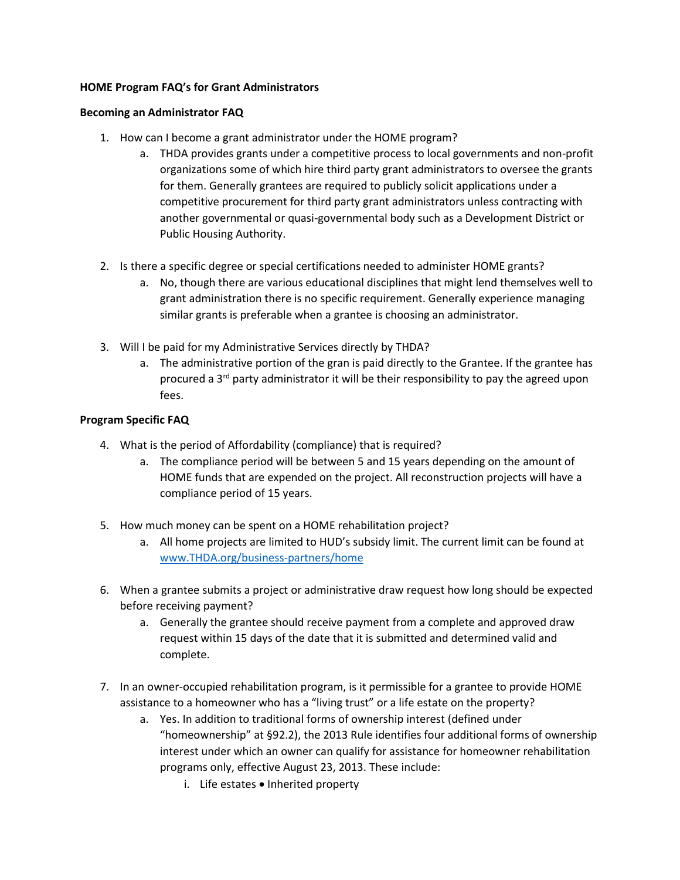**HOME Program FAQ's for Grant Administrators**

**Becoming an Administrator FAQ**

1. How can I become a grant administrator under the HOME program?
    a. THDA provides grants under a competitive process to local governments and non-profit organizations some of which hire third party grant administrators to oversee the grants for them. Generally grantees are required to publicly solicit applications under a competitive procurement for third party grant administrators unless contracting with another governmental or quasi-governmental body such as a Development District or Public Housing Authority.

2. Is there a specific degree or special certifications needed to administer HOME grants?
    a. No, though there are various educational disciplines that might lend themselves well to grant administration there is no specific requirement. Generally experience managing similar grants is preferable when a grantee is choosing an administrator.

3. Will I be paid for my Administrative Services directly by THDA?
    a. The administrative portion of the gran is paid directly to the Grantee. If the grantee has procured a 3rd party administrator it will be their responsibility to pay the agreed upon fees.

**Program Specific FAQ**

4. What is the period of Affordability (compliance) that is required?
    a. The compliance period will be between 5 and 15 years depending on the amount of HOME funds that are expended on the project. All reconstruction projects will have a compliance period of 15 years.

5. How much money can be spent on a HOME rehabilitation project?
    a. All home projects are limited to HUD's subsidy limit. The current limit can be found at [www.THDA.org/business-partners/home](www.THDA.org/business-partners/home)

6. When a grantee submits a project or administrative draw request how long should be expected before receiving payment?
    a. Generally the grantee should receive payment from a complete and approved draw request within 15 days of the date that it is submitted and determined valid and complete.

7. In an owner-occupied rehabilitation program, is it permissible for a grantee to provide HOME assistance to a homeowner who has a "living trust" or a life estate on the property?
    a. Yes. In addition to traditional forms of ownership interest (defined under "homeownership" at §92.2), the 2013 Rule identifies four additional forms of ownership interest under which an owner can qualify for assistance for homeowner rehabilitation programs only, effective August 23, 2013. These include:
        i. Life estates • Inherited property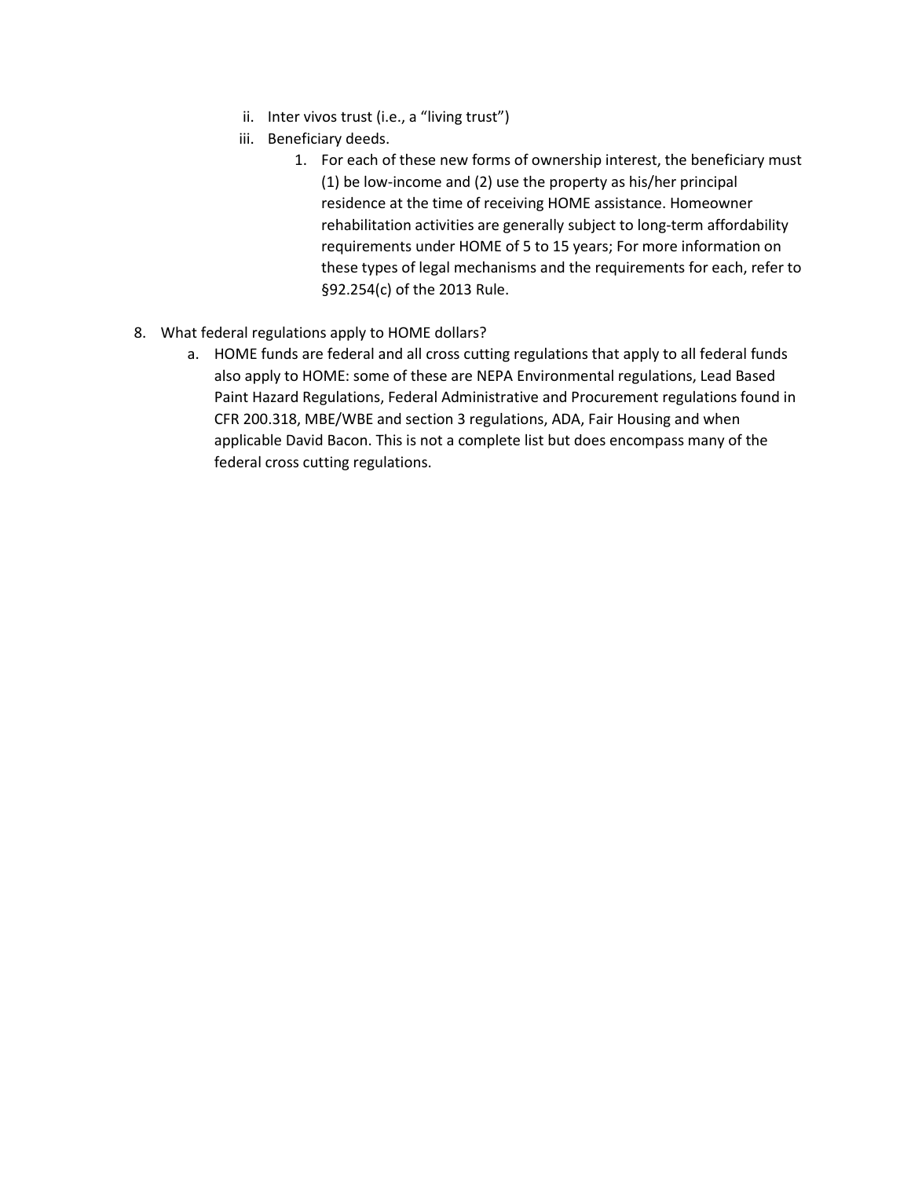ii. Inter vivos trust (i.e., a "living trust")

   iii. Beneficiary deeds.

      1. For each of these new forms of ownership interest, the beneficiary must (1) be low-income and (2) use the property as his/her principal residence at the time of receiving HOME assistance. Homeowner rehabilitation activities are generally subject to long-term affordability requirements under HOME of 5 to 15 years; For more information on these types of legal mechanisms and the requirements for each, refer to §92.254(c) of the 2013 Rule.

8. What federal regulations apply to HOME dollars?
   a. HOME funds are federal and all cross cutting regulations that apply to all federal funds also apply to HOME: some of these are NEPA Environmental regulations, Lead Based Paint Hazard Regulations, Federal Administrative and Procurement regulations found in CFR 200.318, MBE/WBE and section 3 regulations, ADA, Fair Housing and when applicable David Bacon. This is not a complete list but does encompass many of the federal cross cutting regulations.